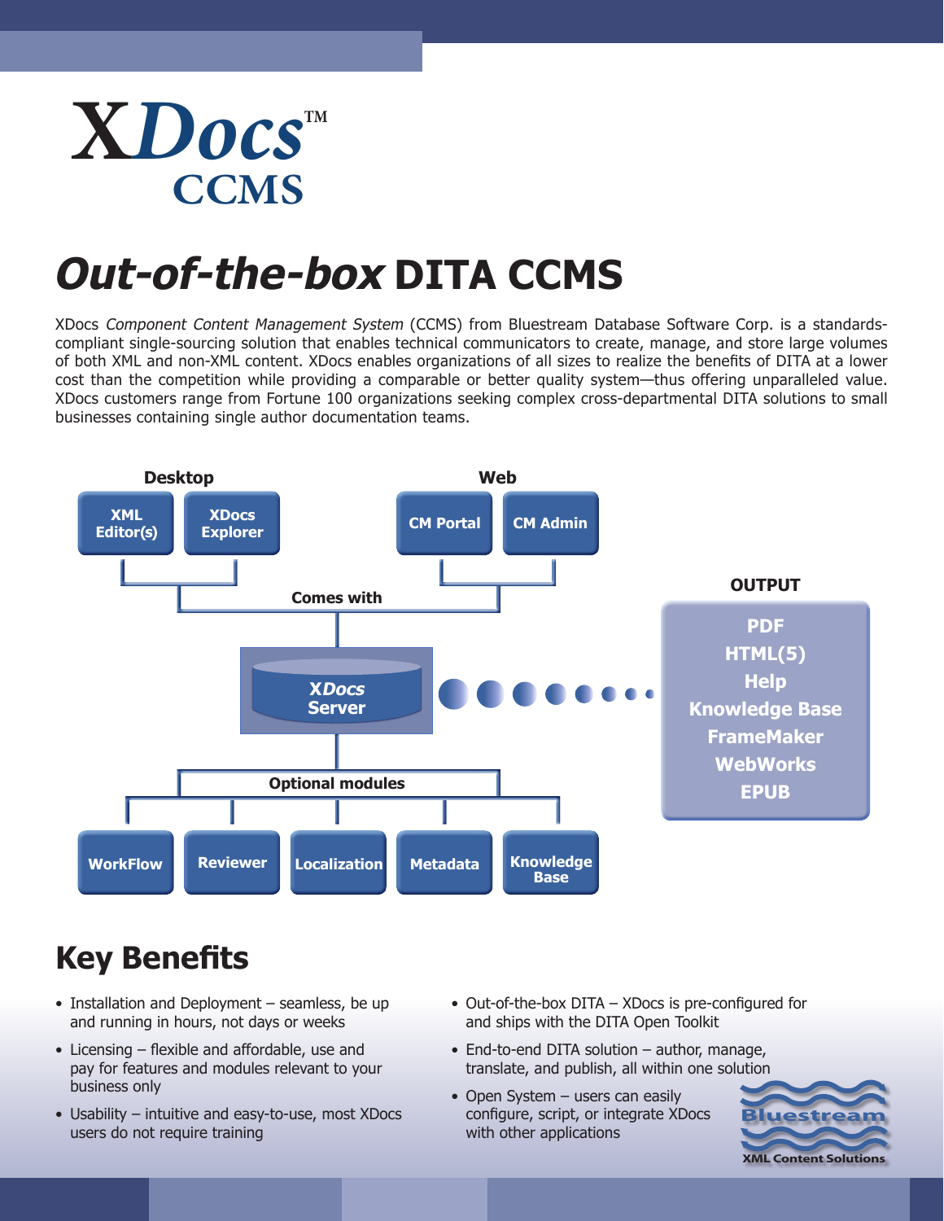# XDocs™ CCMS

# *Out-of-the-box* DITA CCMS

XDocs *Component Content Management System* (CCMS) from Bluestream Database Software Corp. is a standards-compliant single-sourcing solution that enables technical communicators to create, manage, and store large volumes of both XML and non-XML content. XDocs enables organizations of all sizes to realize the benefits of DITA at a lower cost than the competition while providing a comparable or better quality system—thus offering unparalleled value. XDocs customers range from Fortune 100 organizations seeking complex cross-departmental DITA solutions to small businesses containing single author documentation teams.

**Desktop**: XML Editor(s), XDocs Explorer

**Web**: CM Portal, CM Admin

**Comes with**

**XDocs Server**

**Optional modules**: WorkFlow, Reviewer, Localization, Metadata, Knowledge Base

**OUTPUT**: PDF, HTML(5), Help, Knowledge Base, FrameMaker, WebWorks, EPUB

## Key Benefits

- Installation and Deployment – seamless, be up and running in hours, not days or weeks
- Licensing – flexible and affordable, use and pay for features and modules relevant to your business only
- Usability – intuitive and easy-to-use, most XDocs users do not require training
- Out-of-the-box DITA – XDocs is pre-configured for and ships with the DITA Open Toolkit
- End-to-end DITA solution – author, manage, translate, and publish, all within one solution
- Open System – users can easily configure, script, or integrate XDocs with other applications

Bluestream
XML Content Solutions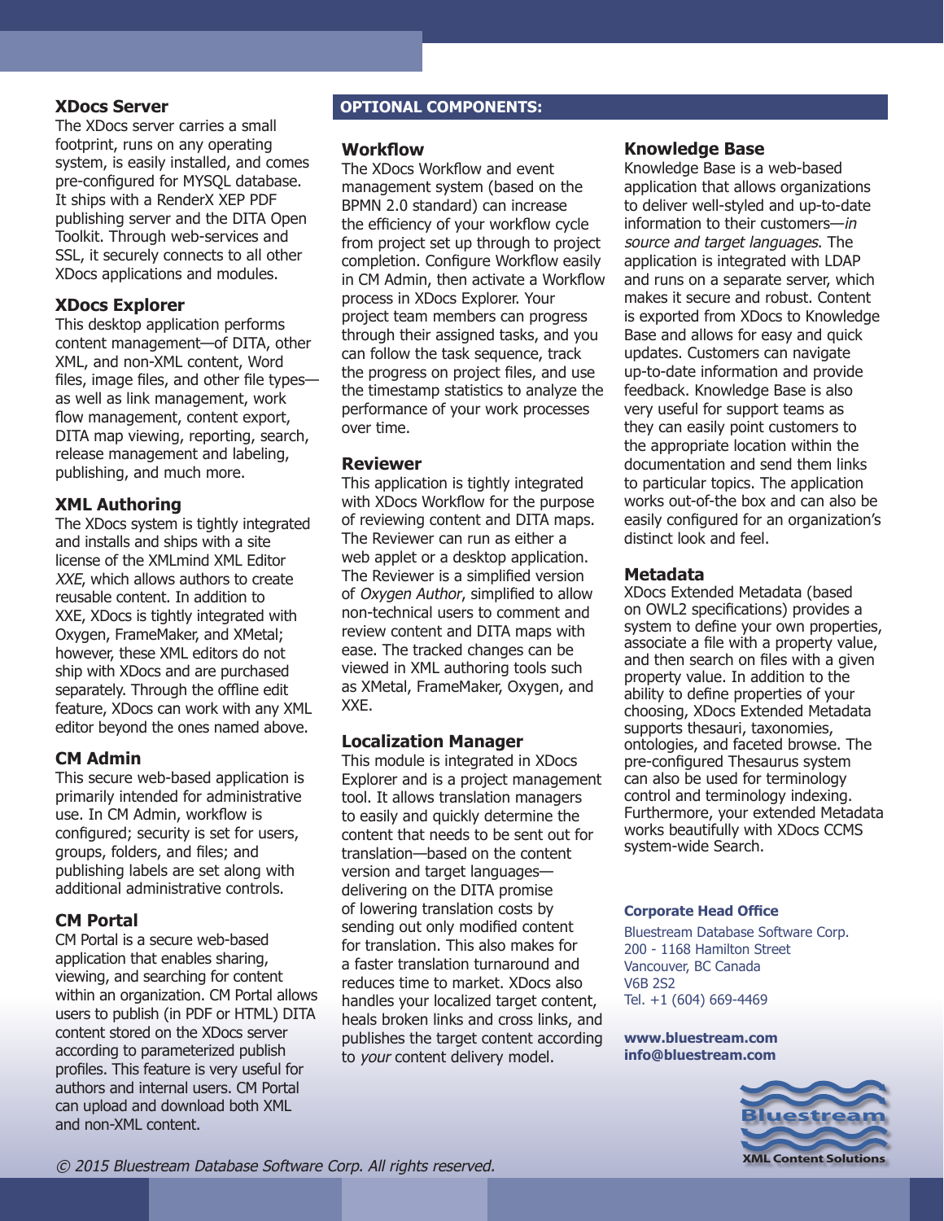### XDocs Server

The XDocs server carries a small footprint, runs on any operating system, is easily installed, and comes pre-configured for MYSQL database. It ships with a RenderX XEP PDF publishing server and the DITA Open Toolkit. Through web-services and SSL, it securely connects to all other XDocs applications and modules.

### XDocs Explorer

This desktop application performs content management—of DITA, other XML, and non-XML content, Word files, image files, and other file types—as well as link management, work flow management, content export, DITA map viewing, reporting, search, release management and labeling, publishing, and much more.

### XML Authoring

The XDocs system is tightly integrated and installs and ships with a site license of the XMLmind XML Editor *XXE*, which allows authors to create reusable content. In addition to XXE, XDocs is tightly integrated with Oxygen, FrameMaker, and XMetal; however, these XML editors do not ship with XDocs and are purchased separately. Through the offline edit feature, XDocs can work with any XML editor beyond the ones named above.

### CM Admin

This secure web-based application is primarily intended for administrative use. In CM Admin, workflow is configured; security is set for users, groups, folders, and files; and publishing labels are set along with additional administrative controls.

### CM Portal

CM Portal is a secure web-based application that enables sharing, viewing, and searching for content within an organization. CM Portal allows users to publish (in PDF or HTML) DITA content stored on the XDocs server according to parameterized publish profiles. This feature is very useful for authors and internal users. CM Portal can upload and download both XML and non-XML content.

## OPTIONAL COMPONENTS:

### Workflow

The XDocs Workflow and event management system (based on the BPMN 2.0 standard) can increase the efficiency of your workflow cycle from project set up through to project completion. Configure Workflow easily in CM Admin, then activate a Workflow process in XDocs Explorer. Your project team members can progress through their assigned tasks, and you can follow the task sequence, track the progress on project files, and use the timestamp statistics to analyze the performance of your work processes over time.

### Reviewer

This application is tightly integrated with XDocs Workflow for the purpose of reviewing content and DITA maps. The Reviewer can run as either a web applet or a desktop application. The Reviewer is a simplified version of *Oxygen Author*, simplified to allow non-technical users to comment and review content and DITA maps with ease. The tracked changes can be viewed in XML authoring tools such as XMetal, FrameMaker, Oxygen, and XXE.

### Localization Manager

This module is integrated in XDocs Explorer and is a project management tool. It allows translation managers to easily and quickly determine the content that needs to be sent out for translation—based on the content version and target languages—delivering on the DITA promise of lowering translation costs by sending out only modified content for translation. This also makes for a faster translation turnaround and reduces time to market. XDocs also handles your localized target content, heals broken links and cross links, and publishes the target content according to *your* content delivery model.

### Knowledge Base

Knowledge Base is a web-based application that allows organizations to deliver well-styled and up-to-date information to their customers—*in source and target languages.* The application is integrated with LDAP and runs on a separate server, which makes it secure and robust. Content is exported from XDocs to Knowledge Base and allows for easy and quick updates. Customers can navigate up-to-date information and provide feedback. Knowledge Base is also very useful for support teams as they can easily point customers to the appropriate location within the documentation and send them links to particular topics. The application works out-of-the box and can also be easily configured for an organization's distinct look and feel.

### Metadata

XDocs Extended Metadata (based on OWL2 specifications) provides a system to define your own properties, associate a file with a property value, and then search on files with a given property value. In addition to the ability to define properties of your choosing, XDocs Extended Metadata supports thesauri, taxonomies, ontologies, and faceted browse. The pre-configured Thesaurus system can also be used for terminology control and terminology indexing. Furthermore, your extended Metadata works beautifully with XDocs CCMS system-wide Search.

**Corporate Head Office**

Bluestream Database Software Corp.
200 - 1168 Hamilton Street
Vancouver, BC Canada
V6B 2S2
Tel. +1 (604) 669-4469

**www.bluestream.com**
**info@bluestream.com**

Bluestream
XML Content Solutions

*© 2015 Bluestream Database Software Corp. All rights reserved.*